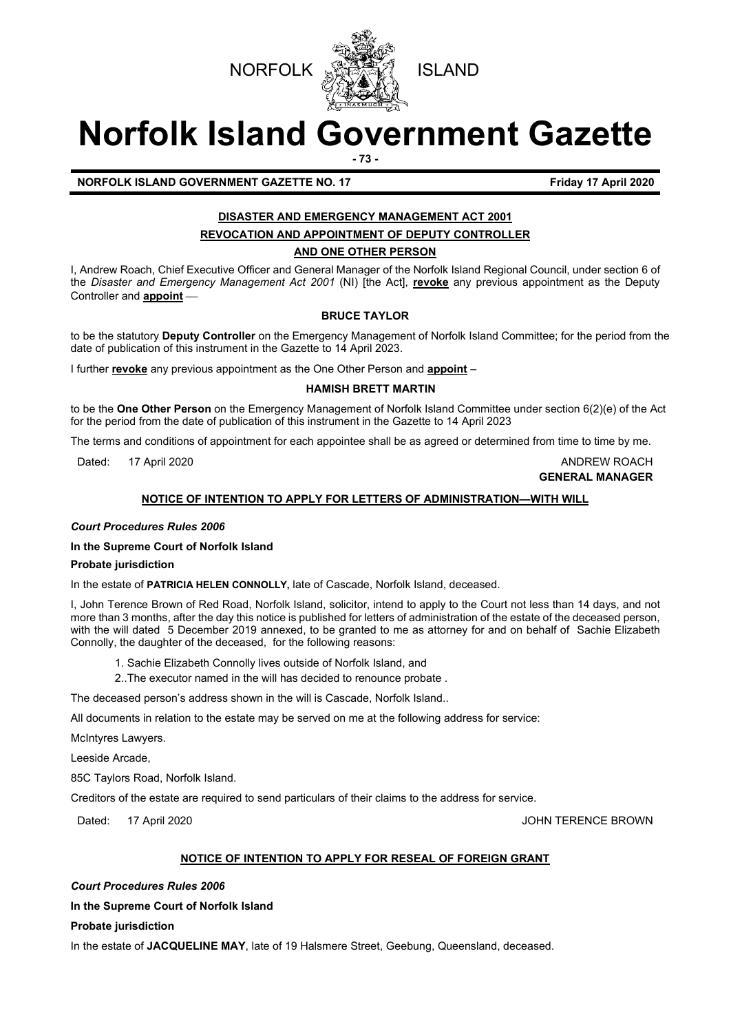NORFOLK ISLAND

# Norfolk Island Government Gazette

**NORFOLK ISLAND GOVERNMENT GAZETTE NO. 17** **Friday 17 April 2020**

## DISASTER AND EMERGENCY MANAGEMENT ACT 2001

### REVOCATION AND APPOINTMENT OF DEPUTY CONTROLLER AND ONE OTHER PERSON

I, Andrew Roach, Chief Executive Officer and General Manager of the Norfolk Island Regional Council, under section 6 of the *Disaster and Emergency Management Act 2001* (NI) [the Act], **revoke** any previous appointment as the Deputy Controller and **appoint** —

**BRUCE TAYLOR**

to be the statutory **Deputy Controller** on the Emergency Management of Norfolk Island Committee; for the period from the date of publication of this instrument in the Gazette to 14 April 2023.

I further **revoke** any previous appointment as the One Other Person and **appoint** –

**HAMISH BRETT MARTIN**

to be the **One Other Person** on the Emergency Management of Norfolk Island Committee under section 6(2)(e) of the Act for the period from the date of publication of this instrument in the Gazette to 14 April 2023

The terms and conditions of appointment for each appointee shall be as agreed or determined from time to time by me.

Dated: 17 April 2020

ANDREW ROACH
**GENERAL MANAGER**

## NOTICE OF INTENTION TO APPLY FOR LETTERS OF ADMINISTRATION—WITH WILL

***Court Procedures Rules 2006***

**In the Supreme Court of Norfolk Island**

**Probate jurisdiction**

In the estate of **PATRICIA HELEN CONNOLLY,** late of Cascade, Norfolk Island, deceased.

I, John Terence Brown of Red Road, Norfolk Island, solicitor, intend to apply to the Court not less than 14 days, and not more than 3 months, after the day this notice is published for letters of administration of the estate of the deceased person, with the will dated 5 December 2019 annexed, to be granted to me as attorney for and on behalf of Sachie Elizabeth Connolly, the daughter of the deceased, for the following reasons:

1. Sachie Elizabeth Connolly lives outside of Norfolk Island, and
2. .The executor named in the will has decided to renounce probate .

The deceased person's address shown in the will is Cascade, Norfolk Island..

All documents in relation to the estate may be served on me at the following address for service:

McIntyres Lawyers.

Leeside Arcade,

85C Taylors Road, Norfolk Island.

Creditors of the estate are required to send particulars of their claims to the address for service.

Dated: 17 April 2020

JOHN TERENCE BROWN

## NOTICE OF INTENTION TO APPLY FOR RESEAL OF FOREIGN GRANT

***Court Procedures Rules 2006***

**In the Supreme Court of Norfolk Island**

**Probate jurisdiction**

In the estate of **JACQUELINE MAY**, late of 19 Halsmere Street, Geebung, Queensland, deceased.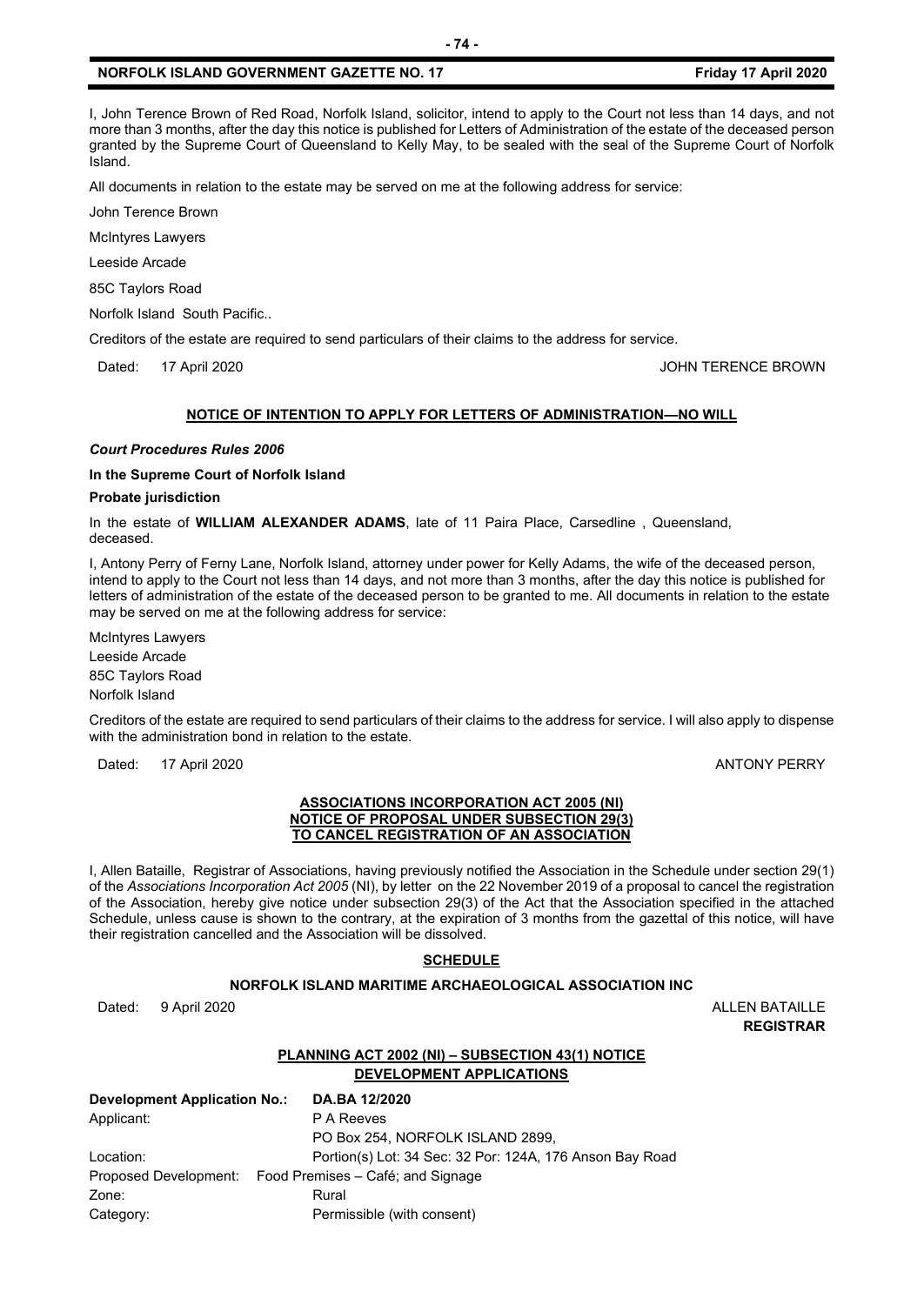I, John Terence Brown of Red Road, Norfolk Island, solicitor, intend to apply to the Court not less than 14 days, and not more than 3 months, after the day this notice is published for Letters of Administration of the estate of the deceased person granted by the Supreme Court of Queensland to Kelly May, to be sealed with the seal of the Supreme Court of Norfolk Island.

All documents in relation to the estate may be served on me at the following address for service:

John Terence Brown

McIntyres Lawyers

Leeside Arcade

85C Taylors Road

Norfolk Island South Pacific..

Creditors of the estate are required to send particulars of their claims to the address for service.

Dated: 17 April 2020 JOHN TERENCE BROWN

## NOTICE OF INTENTION TO APPLY FOR LETTERS OF ADMINISTRATION—NO WILL

***Court Procedures Rules 2006***

**In the Supreme Court of Norfolk Island**

**Probate jurisdiction**

In the estate of **WILLIAM ALEXANDER ADAMS**, late of 11 Paira Place, Carsedline , Queensland, deceased.

I, Antony Perry of Ferny Lane, Norfolk Island, attorney under power for Kelly Adams, the wife of the deceased person, intend to apply to the Court not less than 14 days, and not more than 3 months, after the day this notice is published for letters of administration of the estate of the deceased person to be granted to me. All documents in relation to the estate may be served on me at the following address for service:

McIntyres Lawyers
Leeside Arcade
85C Taylors Road
Norfolk Island

Creditors of the estate are required to send particulars of their claims to the address for service. I will also apply to dispense with the administration bond in relation to the estate.

Dated: 17 April 2020 ANTONY PERRY

## ASSOCIATIONS INCORPORATION ACT 2005 (NI) NOTICE OF PROPOSAL UNDER SUBSECTION 29(3) TO CANCEL REGISTRATION OF AN ASSOCIATION

I, Allen Bataille, Registrar of Associations, having previously notified the Association in the Schedule under section 29(1) of the *Associations Incorporation Act 2005* (NI), by letter on the 22 November 2019 of a proposal to cancel the registration of the Association, hereby give notice under subsection 29(3) of the Act that the Association specified in the attached Schedule, unless cause is shown to the contrary, at the expiration of 3 months from the gazettal of this notice, will have their registration cancelled and the Association will be dissolved.

### SCHEDULE

**NORFOLK ISLAND MARITIME ARCHAEOLOGICAL ASSOCIATION INC**

Dated: 9 April 2020 ALLEN BATAILLE
**REGISTRAR**

## PLANNING ACT 2002 (NI) – SUBSECTION 43(1) NOTICE DEVELOPMENT APPLICATIONS

| **Development Application No.:** | **DA.BA 12/2020** |
|---|---|
| Applicant: | P A Reeves<br>PO Box 254, NORFOLK ISLAND 2899, |
| Location: | Portion(s) Lot: 34 Sec: 32 Por: 124A, 176 Anson Bay Road |
| Proposed Development: | Food Premises – Café; and Signage |
| Zone: | Rural |
| Category: | Permissible (with consent) |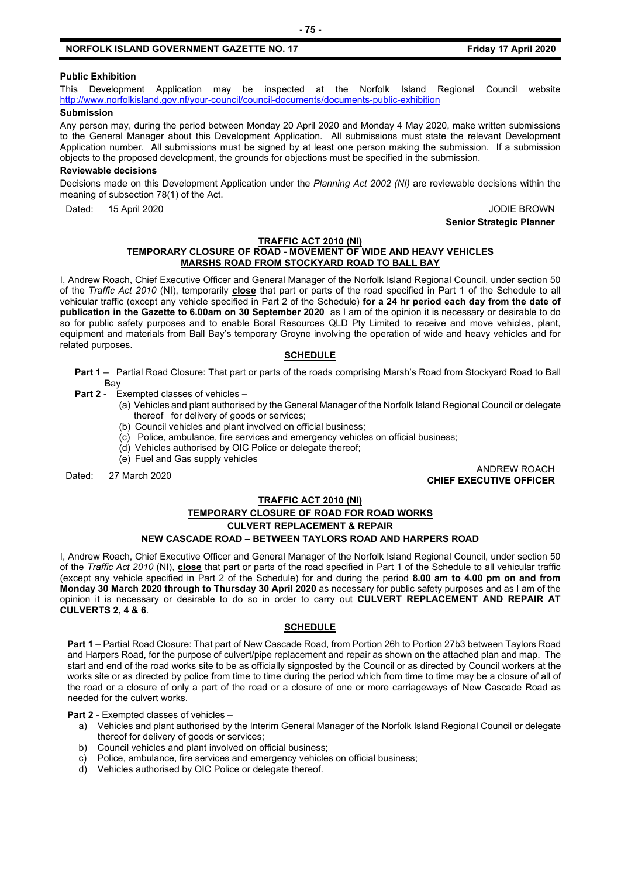**Public Exhibition**

This Development Application may be inspected at the Norfolk Island Regional Council website http://www.norfolkisland.gov.nf/your-council/council-documents/documents-public-exhibition

**Submission**

Any person may, during the period between Monday 20 April 2020 and Monday 4 May 2020, make written submissions to the General Manager about this Development Application. All submissions must state the relevant Development Application number. All submissions must be signed by at least one person making the submission. If a submission objects to the proposed development, the grounds for objections must be specified in the submission.

**Reviewable decisions**

Decisions made on this Development Application under the *Planning Act 2002 (NI)* are reviewable decisions within the meaning of subsection 78(1) of the Act.

Dated: 15 April 2020

JODIE BROWN
**Senior Strategic Planner**

## TRAFFIC ACT 2010 (NI)
## TEMPORARY CLOSURE OF ROAD - MOVEMENT OF WIDE AND HEAVY VEHICLES
## MARSHS ROAD FROM STOCKYARD ROAD TO BALL BAY

I, Andrew Roach, Chief Executive Officer and General Manager of the Norfolk Island Regional Council, under section 50 of the *Traffic Act 2010* (NI), temporarily **close** that part or parts of the road specified in Part 1 of the Schedule to all vehicular traffic (except any vehicle specified in Part 2 of the Schedule) **for a 24 hr period each day from the date of publication in the Gazette to 6.00am on 30 September 2020** as I am of the opinion it is necessary or desirable to do so for public safety purposes and to enable Boral Resources QLD Pty Limited to receive and move vehicles, plant, equipment and materials from Ball Bay's temporary Groyne involving the operation of wide and heavy vehicles and for related purposes.

### SCHEDULE

**Part 1** – Partial Road Closure: That part or parts of the roads comprising Marsh's Road from Stockyard Road to Ball Bay

**Part 2** - Exempted classes of vehicles –

(a) Vehicles and plant authorised by the General Manager of the Norfolk Island Regional Council or delegate thereof for delivery of goods or services;
(b) Council vehicles and plant involved on official business;
(c) Police, ambulance, fire services and emergency vehicles on official business;
(d) Vehicles authorised by OIC Police or delegate thereof;
(e) Fuel and Gas supply vehicles

Dated: 27 March 2020

ANDREW ROACH
**CHIEF EXECUTIVE OFFICER**

## TRAFFIC ACT 2010 (NI)
## TEMPORARY CLOSURE OF ROAD FOR ROAD WORKS
## CULVERT REPLACEMENT & REPAIR
## NEW CASCADE ROAD – BETWEEN TAYLORS ROAD AND HARPERS ROAD

I, Andrew Roach, Chief Executive Officer and General Manager of the Norfolk Island Regional Council, under section 50 of the *Traffic Act 2010* (NI), **close** that part or parts of the road specified in Part 1 of the Schedule to all vehicular traffic (except any vehicle specified in Part 2 of the Schedule) for and during the period **8.00 am to 4.00 pm on and from Monday 30 March 2020 through to Thursday 30 April 2020** as necessary for public safety purposes and as I am of the opinion it is necessary or desirable to do so in order to carry out **CULVERT REPLACEMENT AND REPAIR AT CULVERTS 2, 4 & 6**.

### SCHEDULE

**Part 1** – Partial Road Closure: That part of New Cascade Road, from Portion 26h to Portion 27b3 between Taylors Road and Harpers Road, for the purpose of culvert/pipe replacement and repair as shown on the attached plan and map. The start and end of the road works site to be as officially signposted by the Council or as directed by Council workers at the works site or as directed by police from time to time during the period which from time to time may be a closure of all of the road or a closure of only a part of the road or a closure of one or more carriageways of New Cascade Road as needed for the culvert works.

**Part 2** - Exempted classes of vehicles –

a) Vehicles and plant authorised by the Interim General Manager of the Norfolk Island Regional Council or delegate thereof for delivery of goods or services;
b) Council vehicles and plant involved on official business;
c) Police, ambulance, fire services and emergency vehicles on official business;
d) Vehicles authorised by OIC Police or delegate thereof.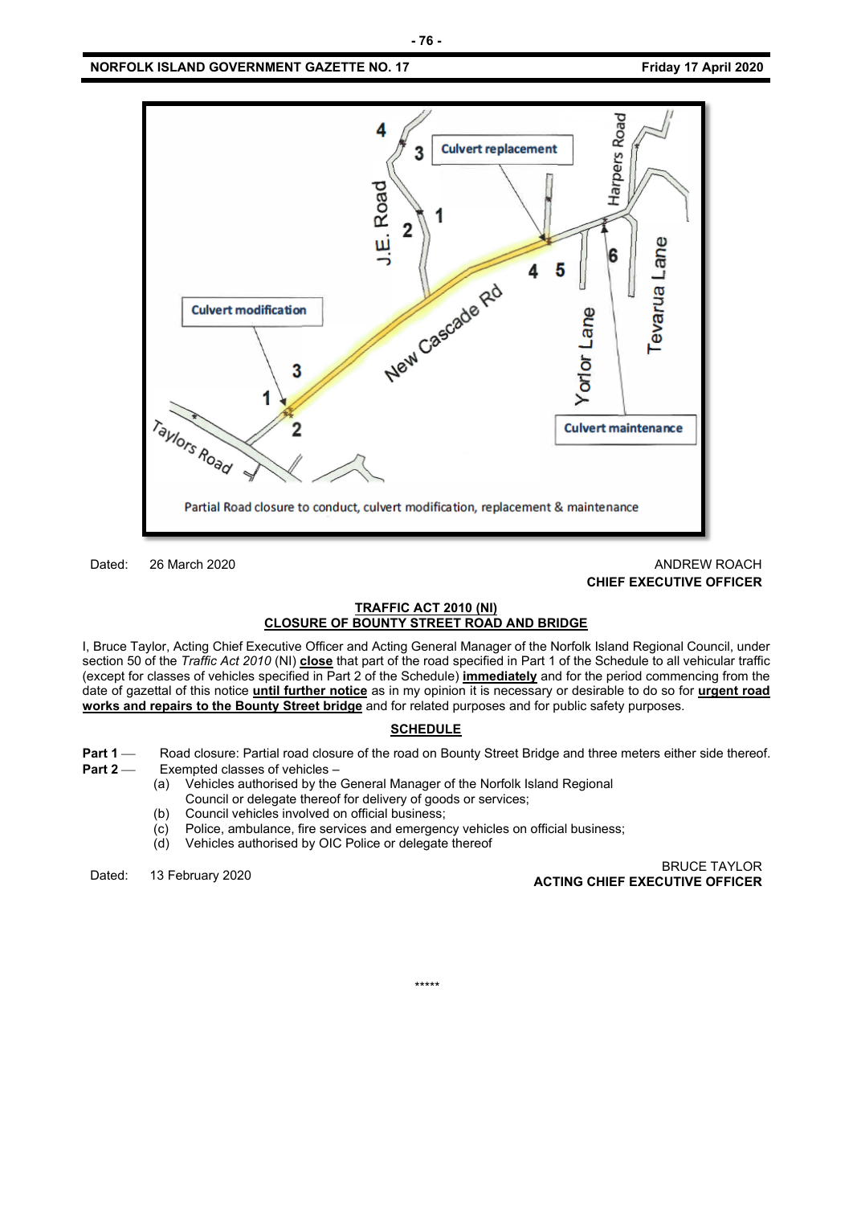4

3

Culvert replacement

Harpers Road

J.E. Road

2

1

6

4 5

Tevarua Lane

Culvert modification

New Cascade Rd

Yorlor Lane

3

1

2

Culvert maintenance

Taylors Road

Partial Road closure to conduct, culvert modification, replacement & maintenance

Dated: 26 March 2020

ANDREW ROACH
**CHIEF EXECUTIVE OFFICER**

## TRAFFIC ACT 2010 (NI)
## CLOSURE OF BOUNTY STREET ROAD AND BRIDGE

I, Bruce Taylor, Acting Chief Executive Officer and Acting General Manager of the Norfolk Island Regional Council, under section 50 of the *Traffic Act 2010* (NI) **close** that part of the road specified in Part 1 of the Schedule to all vehicular traffic (except for classes of vehicles specified in Part 2 of the Schedule) **immediately** and for the period commencing from the date of gazettal of this notice **until further notice** as in my opinion it is necessary or desirable to do so for **urgent road works and repairs to the Bounty Street bridge** and for related purposes and for public safety purposes.

### SCHEDULE

**Part 1** — Road closure: Partial road closure of the road on Bounty Street Bridge and three meters either side thereof.

**Part 2** — Exempted classes of vehicles –

(a) Vehicles authorised by the General Manager of the Norfolk Island Regional Council or delegate thereof for delivery of goods or services;
(b) Council vehicles involved on official business;
(c) Police, ambulance, fire services and emergency vehicles on official business;
(d) Vehicles authorised by OIC Police or delegate thereof

Dated: 13 February 2020

BRUCE TAYLOR
**ACTING CHIEF EXECUTIVE OFFICER**

*****